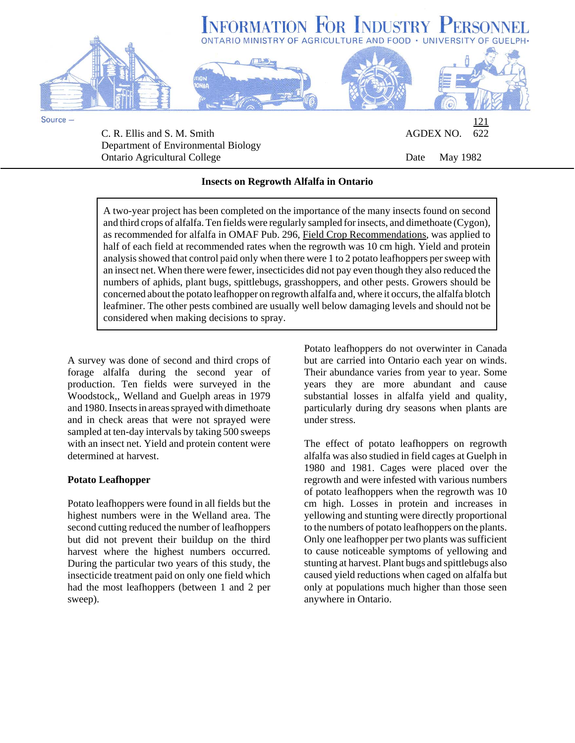# INFORMATION FOR INDUSTRY PERSONNEL

ONTARIO MINISTRY OF AGRICULTURE AND FOOD • UNIVERSITY OF GUELPH•

Source –

C. R. Ellis and S. M. Smith
Department of Environmental Biology
Ontario Agricultural College

AGDEX NO. 121/622

Date May 1982

## Insects on Regrowth Alfalfa in Ontario

> A two-year project has been completed on the importance of the many insects found on second and third crops of alfalfa. Ten fields were regularly sampled for insects, and dimethoate (Cygon), as recommended for alfalfa in OMAF Pub. 296, Field Crop Recommendations, was applied to half of each field at recommended rates when the regrowth was 10 cm high. Yield and protein analysis showed that control paid only when there were 1 to 2 potato leafhoppers per sweep with an insect net. When there were fewer, insecticides did not pay even though they also reduced the numbers of aphids, plant bugs, spittlebugs, grasshoppers, and other pests. Growers should be concerned about the potato leafhopper on regrowth alfalfa and, where it occurs, the alfalfa blotch leafminer. The other pests combined are usually well below damaging levels and should not be considered when making decisions to spray.

A survey was done of second and third crops of forage alfalfa during the second year of production. Ten fields were surveyed in the Woodstock,, Welland and Guelph areas in 1979 and 1980. Insects in areas sprayed with dimethoate and in check areas that were not sprayed were sampled at ten-day intervals by taking 500 sweeps with an insect net. Yield and protein content were determined at harvest.

### Potato Leafhopper

Potato leafhoppers were found in all fields but the highest numbers were in the Welland area. The second cutting reduced the number of leafhoppers but did not prevent their buildup on the third harvest where the highest numbers occurred. During the particular two years of this study, the insecticide treatment paid on only one field which had the most leafhoppers (between 1 and 2 per sweep).

Potato leafhoppers do not overwinter in Canada but are carried into Ontario each year on winds. Their abundance varies from year to year. Some years they are more abundant and cause substantial losses in alfalfa yield and quality, particularly during dry seasons when plants are under stress.

The effect of potato leafhoppers on regrowth alfalfa was also studied in field cages at Guelph in 1980 and 1981. Cages were placed over the regrowth and were infested with various numbers of potato leafhoppers when the regrowth was 10 cm high. Losses in protein and increases in yellowing and stunting were directly proportional to the numbers of potato leafhoppers on the plants. Only one leafhopper per two plants was sufficient to cause noticeable symptoms of yellowing and stunting at harvest. Plant bugs and spittlebugs also caused yield reductions when caged on alfalfa but only at populations much higher than those seen anywhere in Ontario.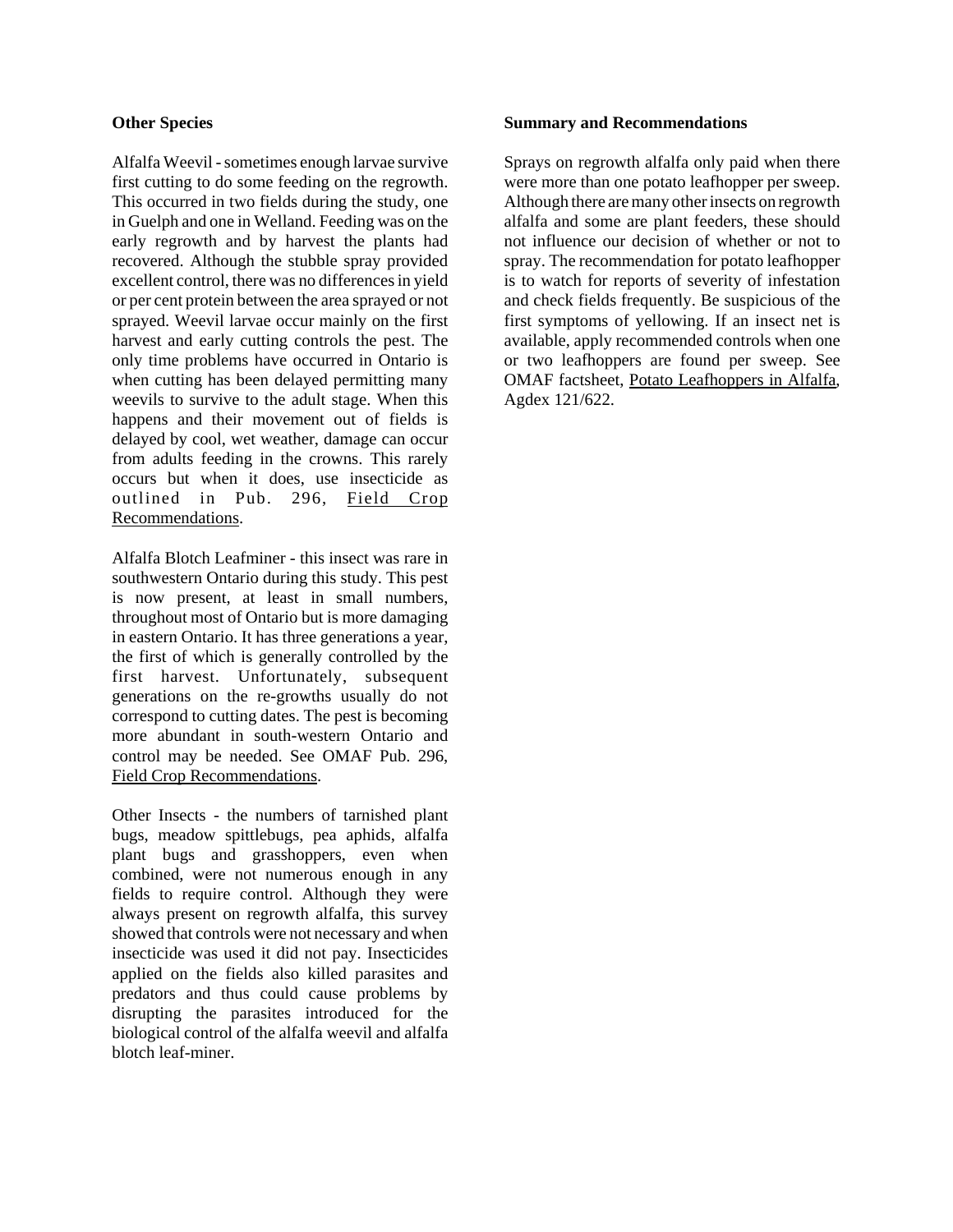### Other Species

Alfalfa Weevil - sometimes enough larvae survive first cutting to do some feeding on the regrowth. This occurred in two fields during the study, one in Guelph and one in Welland. Feeding was on the early regrowth and by harvest the plants had recovered. Although the stubble spray provided excellent control, there was no differences in yield or per cent protein between the area sprayed or not sprayed. Weevil larvae occur mainly on the first harvest and early cutting controls the pest. The only time problems have occurred in Ontario is when cutting has been delayed permitting many weevils to survive to the adult stage. When this happens and their movement out of fields is delayed by cool, wet weather, damage can occur from adults feeding in the crowns. This rarely occurs but when it does, use insecticide as outlined in Pub. 296, Field Crop Recommendations.

Alfalfa Blotch Leafminer - this insect was rare in southwestern Ontario during this study. This pest is now present, at least in small numbers, throughout most of Ontario but is more damaging in eastern Ontario. It has three generations a year, the first of which is generally controlled by the first harvest. Unfortunately, subsequent generations on the re-growths usually do not correspond to cutting dates. The pest is becoming more abundant in south-western Ontario and control may be needed. See OMAF Pub. 296, Field Crop Recommendations.

Other Insects - the numbers of tarnished plant bugs, meadow spittlebugs, pea aphids, alfalfa plant bugs and grasshoppers, even when combined, were not numerous enough in any fields to require control. Although they were always present on regrowth alfalfa, this survey showed that controls were not necessary and when insecticide was used it did not pay. Insecticides applied on the fields also killed parasites and predators and thus could cause problems by disrupting the parasites introduced for the biological control of the alfalfa weevil and alfalfa blotch leaf-miner.

### Summary and Recommendations

Sprays on regrowth alfalfa only paid when there were more than one potato leafhopper per sweep. Although there are many other insects on regrowth alfalfa and some are plant feeders, these should not influence our decision of whether or not to spray. The recommendation for potato leafhopper is to watch for reports of severity of infestation and check fields frequently. Be suspicious of the first symptoms of yellowing. If an insect net is available, apply recommended controls when one or two leafhoppers are found per sweep. See OMAF factsheet, Potato Leafhoppers in Alfalfa, Agdex 121/622.